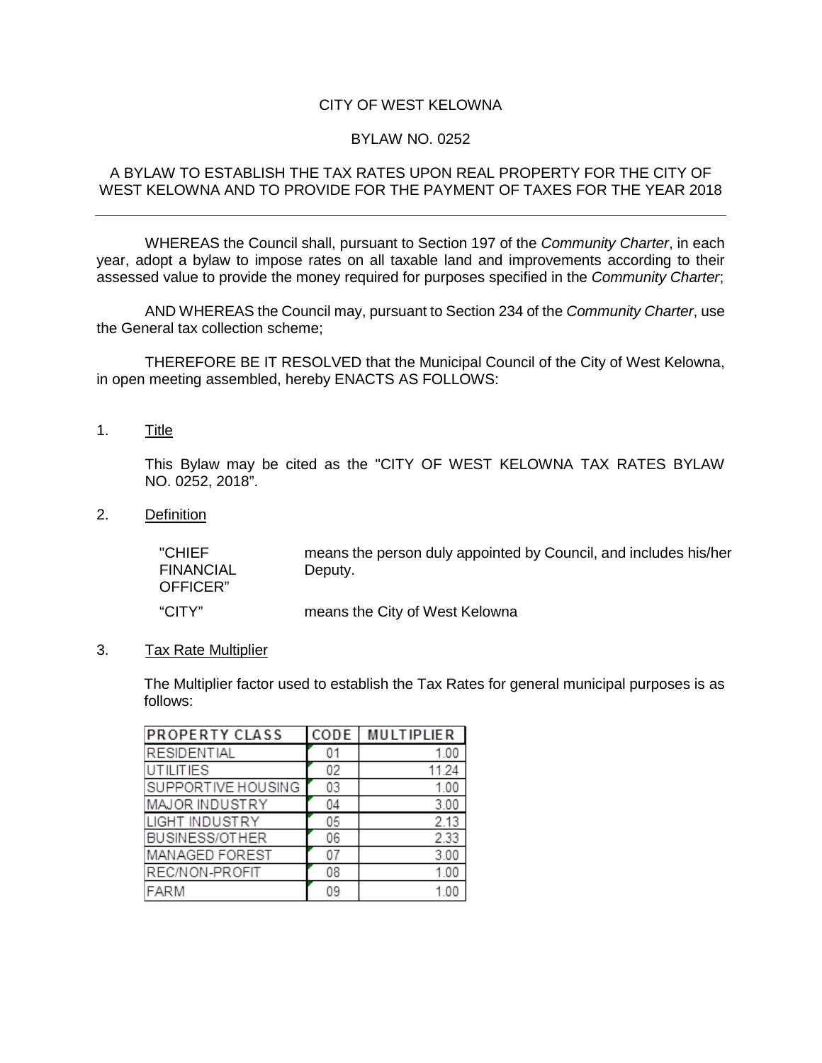CITY OF WEST KELOWNA

BYLAW NO. 0252

A BYLAW TO ESTABLISH THE TAX RATES UPON REAL PROPERTY FOR THE CITY OF WEST KELOWNA AND TO PROVIDE FOR THE PAYMENT OF TAXES FOR THE YEAR 2018

---

WHEREAS the Council shall, pursuant to Section 197 of the *Community Charter*, in each year, adopt a bylaw to impose rates on all taxable land and improvements according to their assessed value to provide the money required for purposes specified in the *Community Charter*;

AND WHEREAS the Council may, pursuant to Section 234 of the *Community Charter*, use the General tax collection scheme;

THEREFORE BE IT RESOLVED that the Municipal Council of the City of West Kelowna, in open meeting assembled, hereby ENACTS AS FOLLOWS:

1. Title

   This Bylaw may be cited as the "CITY OF WEST KELOWNA TAX RATES BYLAW NO. 0252, 2018".

2. Definition

| | |
|---|---|
| "CHIEF FINANCIAL OFFICER" | means the person duly appointed by Council, and includes his/her Deputy. |
| "CITY" | means the City of West Kelowna |

3. Tax Rate Multiplier

   The Multiplier factor used to establish the Tax Rates for general municipal purposes is as follows:

| PROPERTY CLASS | CODE | MULTIPLIER |
|---|---|---|
| RESIDENTIAL | 01 | 1.00 |
| UTILITIES | 02 | 11.24 |
| SUPPORTIVE HOUSING | 03 | 1.00 |
| MAJOR INDUSTRY | 04 | 3.00 |
| LIGHT INDUSTRY | 05 | 2.13 |
| BUSINESS/OTHER | 06 | 2.33 |
| MANAGED FOREST | 07 | 3.00 |
| REC/NON-PROFIT | 08 | 1.00 |
| FARM | 09 | 1.00 |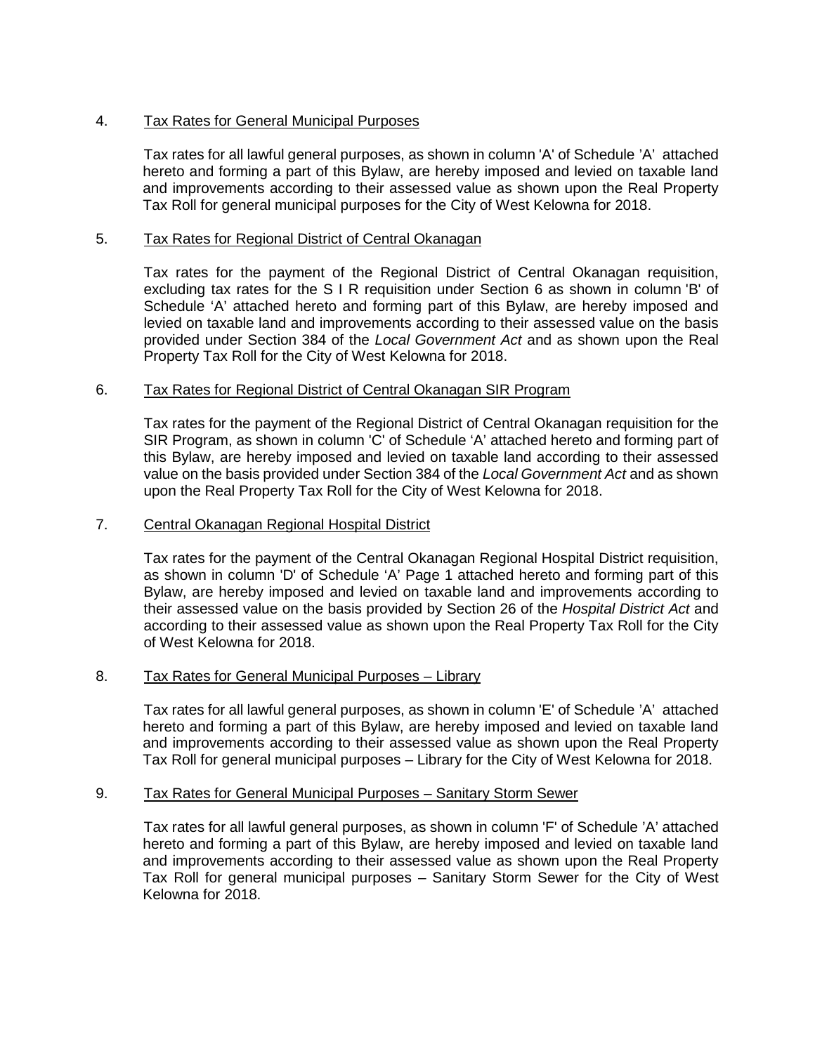4. <u>Tax Rates for General Municipal Purposes</u>

   Tax rates for all lawful general purposes, as shown in column 'A' of Schedule 'A' attached hereto and forming a part of this Bylaw, are hereby imposed and levied on taxable land and improvements according to their assessed value as shown upon the Real Property Tax Roll for general municipal purposes for the City of West Kelowna for 2018.

5. <u>Tax Rates for Regional District of Central Okanagan</u>

   Tax rates for the payment of the Regional District of Central Okanagan requisition, excluding tax rates for the S I R requisition under Section 6 as shown in column 'B' of Schedule 'A' attached hereto and forming part of this Bylaw, are hereby imposed and levied on taxable land and improvements according to their assessed value on the basis provided under Section 384 of the *Local Government Act* and as shown upon the Real Property Tax Roll for the City of West Kelowna for 2018.

6. <u>Tax Rates for Regional District of Central Okanagan SIR Program</u>

   Tax rates for the payment of the Regional District of Central Okanagan requisition for the SIR Program, as shown in column 'C' of Schedule 'A' attached hereto and forming part of this Bylaw, are hereby imposed and levied on taxable land according to their assessed value on the basis provided under Section 384 of the *Local Government Act* and as shown upon the Real Property Tax Roll for the City of West Kelowna for 2018.

7. <u>Central Okanagan Regional Hospital District</u>

   Tax rates for the payment of the Central Okanagan Regional Hospital District requisition, as shown in column 'D' of Schedule 'A' Page 1 attached hereto and forming part of this Bylaw, are hereby imposed and levied on taxable land and improvements according to their assessed value on the basis provided by Section 26 of the *Hospital District Act* and according to their assessed value as shown upon the Real Property Tax Roll for the City of West Kelowna for 2018.

8. <u>Tax Rates for General Municipal Purposes – Library</u>

   Tax rates for all lawful general purposes, as shown in column 'E' of Schedule 'A' attached hereto and forming a part of this Bylaw, are hereby imposed and levied on taxable land and improvements according to their assessed value as shown upon the Real Property Tax Roll for general municipal purposes – Library for the City of West Kelowna for 2018.

9. <u>Tax Rates for General Municipal Purposes – Sanitary Storm Sewer</u>

   Tax rates for all lawful general purposes, as shown in column 'F' of Schedule 'A' attached hereto and forming a part of this Bylaw, are hereby imposed and levied on taxable land and improvements according to their assessed value as shown upon the Real Property Tax Roll for general municipal purposes – Sanitary Storm Sewer for the City of West Kelowna for 2018.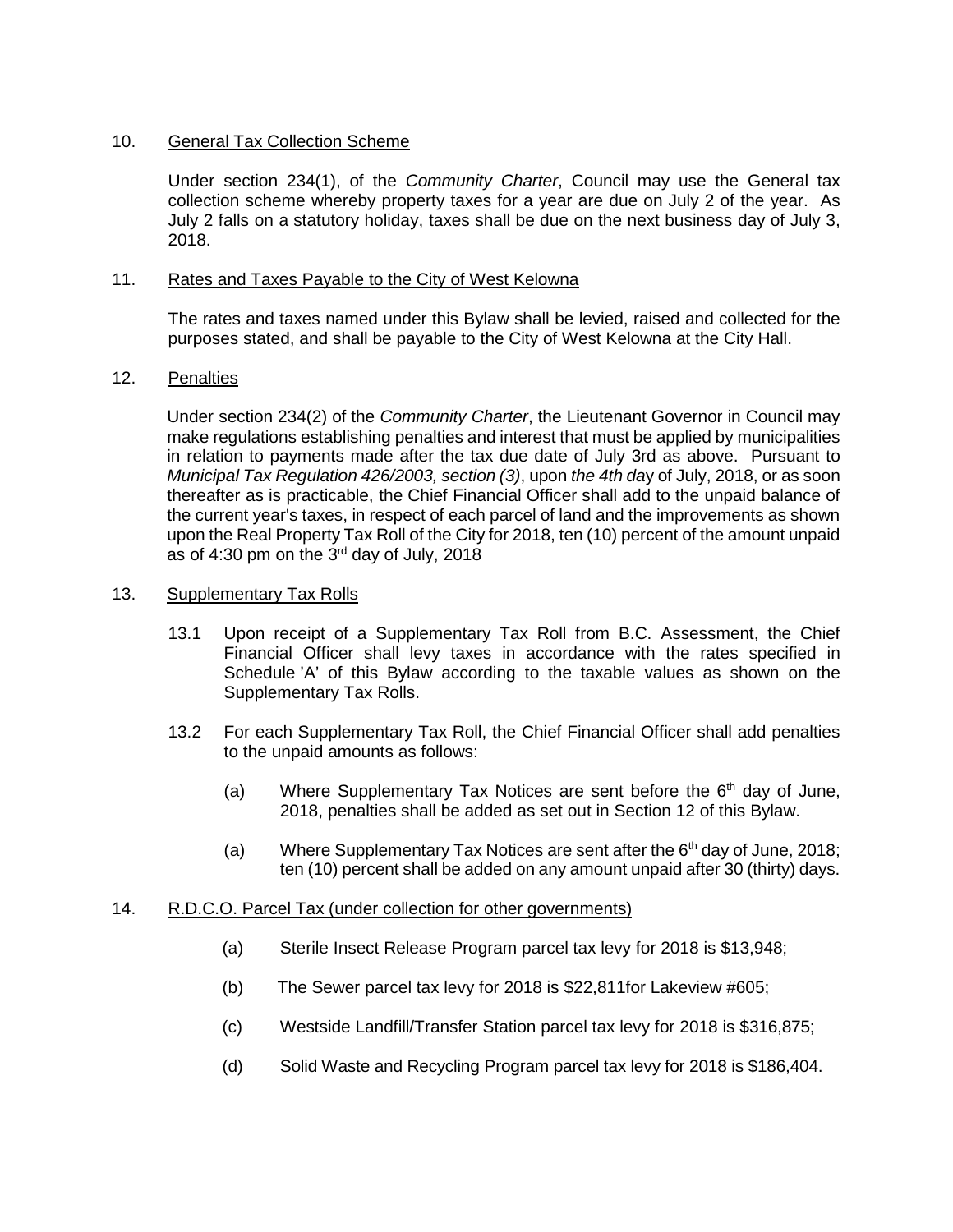10. <u>General Tax Collection Scheme</u>

Under section 234(1), of the *Community Charter*, Council may use the General tax collection scheme whereby property taxes for a year are due on July 2 of the year. As July 2 falls on a statutory holiday, taxes shall be due on the next business day of July 3, 2018.

11. <u>Rates and Taxes Payable to the City of West Kelowna</u>

The rates and taxes named under this Bylaw shall be levied, raised and collected for the purposes stated, and shall be payable to the City of West Kelowna at the City Hall.

12. <u>Penalties</u>

Under section 234(2) of the *Community Charter*, the Lieutenant Governor in Council may make regulations establishing penalties and interest that must be applied by municipalities in relation to payments made after the tax due date of July 3rd as above. Pursuant to *Municipal Tax Regulation 426/2003, section (3)*, upon *the 4th da*y of July, 2018, or as soon thereafter as is practicable, the Chief Financial Officer shall add to the unpaid balance of the current year's taxes, in respect of each parcel of land and the improvements as shown upon the Real Property Tax Roll of the City for 2018, ten (10) percent of the amount unpaid as of 4:30 pm on the 3rd day of July, 2018

13. <u>Supplementary Tax Rolls</u>

13.1 Upon receipt of a Supplementary Tax Roll from B.C. Assessment, the Chief Financial Officer shall levy taxes in accordance with the rates specified in Schedule 'A' of this Bylaw according to the taxable values as shown on the Supplementary Tax Rolls.

13.2 For each Supplementary Tax Roll, the Chief Financial Officer shall add penalties to the unpaid amounts as follows:

(a) Where Supplementary Tax Notices are sent before the 6th day of June, 2018, penalties shall be added as set out in Section 12 of this Bylaw.

(a) Where Supplementary Tax Notices are sent after the 6th day of June, 2018; ten (10) percent shall be added on any amount unpaid after 30 (thirty) days.

14. <u>R.D.C.O. Parcel Tax (under collection for other governments)</u>

(a) Sterile Insect Release Program parcel tax levy for 2018 is $13,948;

(b) The Sewer parcel tax levy for 2018 is $22,811for Lakeview #605;

(c) Westside Landfill/Transfer Station parcel tax levy for 2018 is $316,875;

(d) Solid Waste and Recycling Program parcel tax levy for 2018 is $186,404.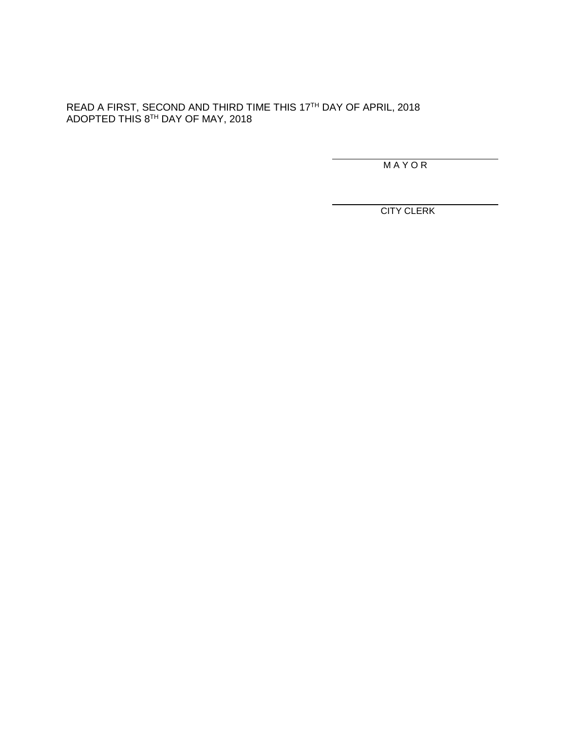READ A FIRST, SECOND AND THIRD TIME THIS 17[TH] DAY OF APRIL, 2018
ADOPTED THIS 8[TH] DAY OF MAY, 2018

\_\_\_\_\_\_\_\_\_\_\_\_\_\_\_\_\_\_\_\_\_\_\_\_\_\_\_\_
M A Y O R

\_\_\_\_\_\_\_\_\_\_\_\_\_\_\_\_\_\_\_\_\_\_\_\_\_\_\_\_
CITY CLERK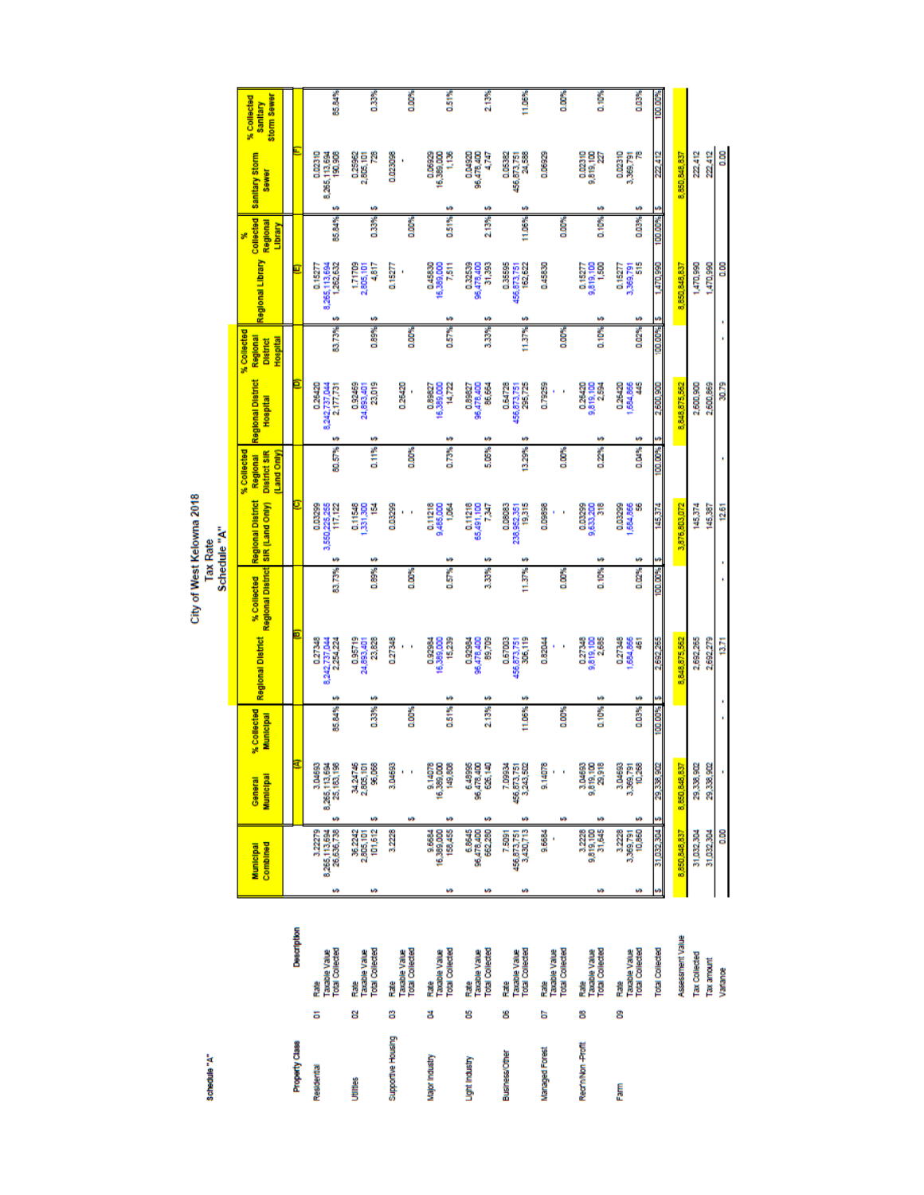Schedule "A"

# City of West Kelowna 2018
## Tax Rate
## Schedule "A"

| Property Class | | Description | Municipal Combined | General Municipal | % Collected Municipal | Regional District | % Collected Regional District | Regional District SIR (Land Only) | % Collected Regional District SIR (Land Only) | Regional District Hospital | % Collected Regional District Hospital | Regional Library | % Collected Regional Library | Sanitary Storm Sewer | % Collected Sanitary Storm Sewer |
|---|---|---|---|---|---|---|---|---|---|---|---|---|---|---|---|
| | | | | (A) | | (B) | | (C) | | (D) | | (E) | | (F) | |
| Residential | 01 | Rate | 3.22279 | 3.04693 | | 0.27348 | | 0.03299 | | 0.25420 | | 0.15277 | | 0.02310 | |
| | | Taxable Value | 8,265,113,694 | 8,265,113,694 | | 8,242,737,044 | | 3,550,225,255 | | 8,242,737,044 | | 8,265,113,694 | | 8,265,113,694 | |
| | | Total Collected | $ 26,636,736 | $ 25,183,196 | 85.84% | $ 2,254,224 | 83.73% | $ 117,122 | 80.57% | $ 2,177,731 | 83.73% | $ 1,262,632 | 85.84% | $ 190,906 | 85.84% |
| Utilities | 02 | Rate | 36.2242 | 34.24745 | | 0.95719 | | 0.11548 | | 0.92459 | | 1.71709 | | 0.25962 | |
| | | Taxable Value | 2,805,101 | 2,805,101 | | 24,893,401 | | 1,331,300 | | 24,893,401 | | 2,805,101 | | 2,805,101 | |
| | | Total Collected | $ 101,612 | $ 96,066 | 0.33% | $ 23,828 | 0.89% | $ 154 | 0.11% | $ 23,019 | 0.89% | $ 4,817 | 0.33% | $ 728 | 0.33% |
| Supportive Housing | 03 | Rate | 3.2228 | 3.04693 | | 0.27348 | | 0.03299 | | 0.25420 | | 0.15277 | | 0.023096 | |
| | | Taxable Value | | - | | - | | - | | - | | - | | - | |
| | | Total Collected | | $ - | 0.00% | | 0.00% | | 0.00% | | 0.00% | | 0.00% | | 0.00% |
| Major Industry | 04 | Rate | 9.6684 | 9.14078 | | 0.92984 | | 0.11216 | | 0.89827 | | 0.45830 | | 0.06929 | |
| | | Taxable Value | 16,389,000 | 16,389,000 | | 16,389,000 | | 9,485,000 | | 16,389,000 | | 16,389,000 | | 16,389,000 | |
| | | Total Collected | $ 158,455 | $ 149,808 | 0.51% | $ 15,239 | 0.57% | $ 1,064 | 0.73% | $ 14,722 | 0.57% | $ 7,511 | 0.51% | $ 1,136 | 0.51% |
| Light Industry | 05 | Rate | 6.8645 | 6.48995 | | 0.92984 | | 0.11216 | | 0.89827 | | 0.32539 | | 0.04920 | |
| | | Taxable Value | 96,478,400 | 96,478,400 | | 96,478,400 | | 65,491,100 | | 96,478,400 | | 96,478,400 | | 96,478,400 | |
| | | Total Collected | $ 662,280 | $ 626,140 | 2.13% | $ 89,709 | 3.33% | $ 7,347 | 5.05% | $ 86,664 | 3.33% | $ 31,393 | 2.13% | $ 4,747 | 2.13% |
| Business/Other | 06 | Rate | 7.5091 | 7.09934 | | 0.67003 | | 0.08083 | | 0.64728 | | 0.35595 | | 0.05382 | |
| | | Taxable Value | 456,873,751 | 456,873,751 | | 456,873,751 | | 238,952,351 | | 456,873,751 | | 456,873,751 | | 456,873,751 | |
| | | Total Collected | $ 3,430,713 | $ 3,243,502 | 11.06% | $ 306,119 | 11.37% | $ 19,315 | 13.29% | $ 295,725 | 11.37% | $ 162,622 | 11.06% | $ 24,588 | 11.06% |
| Managed Forest | 07 | Rate | 9.6684 | 9.14078 | | 0.82044 | | 0.09896 | | 0.79259 | | 0.45830 | | 0.06929 | |
| | | Taxable Value | - | - | | - | | - | | - | | - | | - | |
| | | Total Collected | | $ - | 0.00% | | 0.00% | | 0.00% | | 0.00% | | 0.00% | | 0.00% |
| Rec/Non-Profit | 08 | Rate | 3.2228 | 3.04693 | | 0.27348 | | 0.03299 | | 0.25420 | | 0.15277 | | 0.02310 | |
| | | Taxable Value | 9,819,100 | 9,819,100 | | 9,819,100 | | 9,633,200 | | 9,819,100 | | 9,819,100 | | 9,819,100 | |
| | | Total Collected | $ 31,645 | $ 29,918 | 0.10% | $ 2,685 | 0.10% | $ 318 | 0.22% | $ 2,494 | 0.10% | $ 1,500 | 0.10% | $ 227 | 0.10% |
| Farm | 09 | Rate | 3.2228 | 3.04693 | | 0.27348 | | 0.03299 | | 0.25420 | | 0.15277 | | 0.02310 | |
| | | Taxable Value | 3,369,791 | 3,369,791 | | 1,684,866 | | 1,684,866 | | 1,684,866 | | 3,369,791 | | 3,369,791 | |
| | | Total Collected | $ 10,860 | $ 10,268 | 0.03% | $ 461 | 0.02% | $ 56 | 0.04% | $ 445 | 0.02% | $ 515 | 0.03% | $ 78 | 0.03% |
| | | Total Collected | $ 31,032,304 | $ 29,338,902 | 100.00% | $ 2,692,265 | 100.00% | $ 145,374 | 100.00% | $ 2,600,900 | 100.00% | $ 1,470,990 | 100.00% | $ 222,412 | 100.00% |
| | | Assessment Value | 8,850,848,837 | 8,850,848,837 | | 8,848,875,562 | | 3,876,803,072 | | 8,848,875,562 | | 8,850,848,837 | | 8,850,848,837 | |
| | | Tax Collected | 31,032,304 | 29,338,902 | | 2,692,265 | | 145,374 | | 2,600,900 | | 1,470,990 | | 222,412 | |
| | | Tax amount | 31,032,304 | 29,338,902 | | 2,692,279 | | 145,387 | | 2,600,869 | | 1,470,990 | | 222,412 | |
| | | Variance | 0.00 | - | | 13.71 | | 12.61 | | 30.79 | | 0.00 | | 0.00 | |